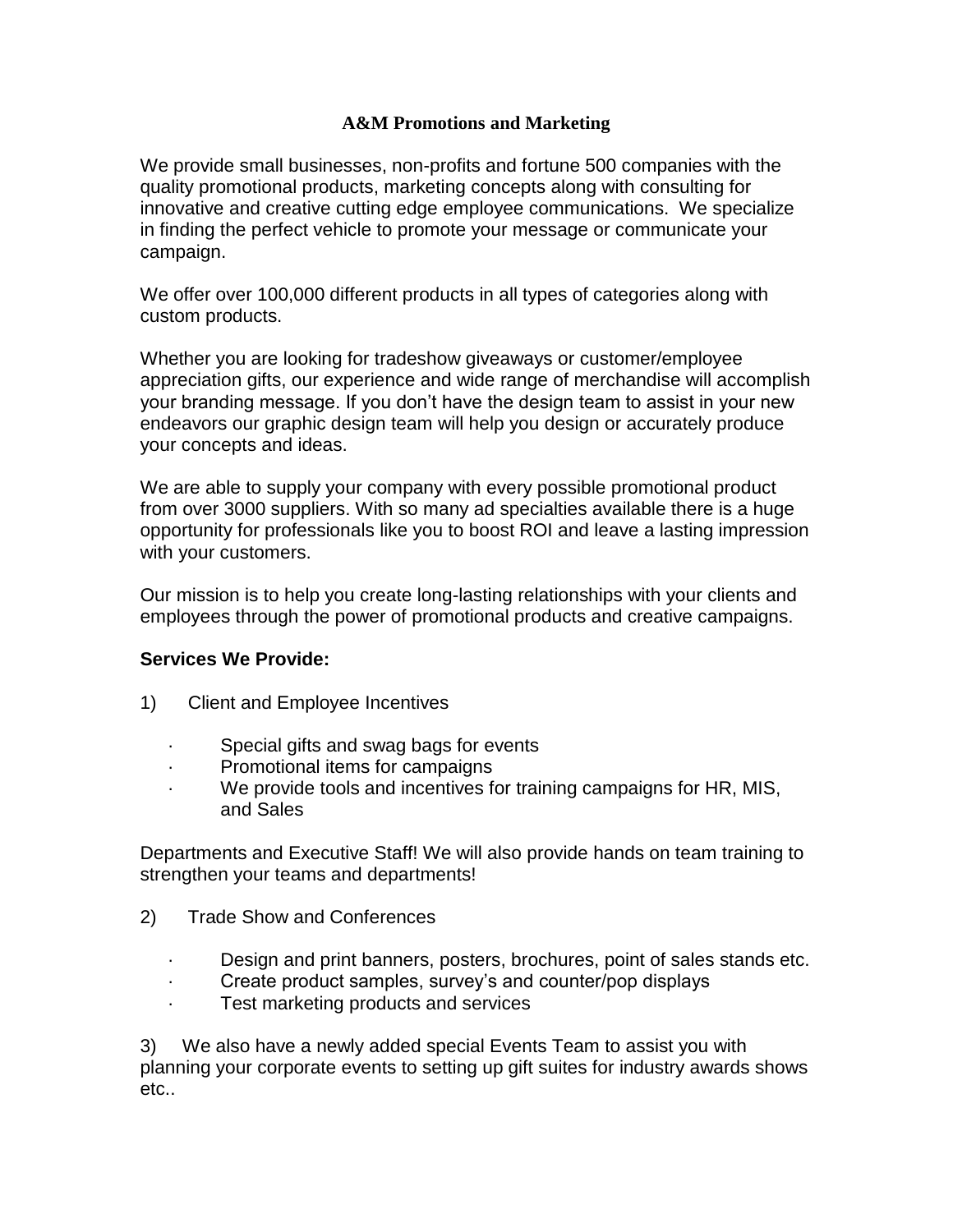# A&M Promotions and Marketing

We provide small businesses, non-profits and fortune 500 companies with the quality promotional products, marketing concepts along with consulting for innovative and creative cutting edge employee communications. We specialize in finding the perfect vehicle to promote your message or communicate your campaign.

We offer over 100,000 different products in all types of categories along with custom products.

Whether you are looking for tradeshow giveaways or customer/employee appreciation gifts, our experience and wide range of merchandise will accomplish your branding message. If you don't have the design team to assist in your new endeavors our graphic design team will help you design or accurately produce your concepts and ideas.

We are able to supply your company with every possible promotional product from over 3000 suppliers. With so many ad specialties available there is a huge opportunity for professionals like you to boost ROI and leave a lasting impression with your customers.

Our mission is to help you create long-lasting relationships with your clients and employees through the power of promotional products and creative campaigns.

**Services We Provide:**

1) Client and Employee Incentives

- Special gifts and swag bags for events
- Promotional items for campaigns
- We provide tools and incentives for training campaigns for HR, MIS, and Sales

Departments and Executive Staff! We will also provide hands on team training to strengthen your teams and departments!

2) Trade Show and Conferences

- Design and print banners, posters, brochures, point of sales stands etc.
- Create product samples, survey's and counter/pop displays
- Test marketing products and services

3) We also have a newly added special Events Team to assist you with planning your corporate events to setting up gift suites for industry awards shows etc..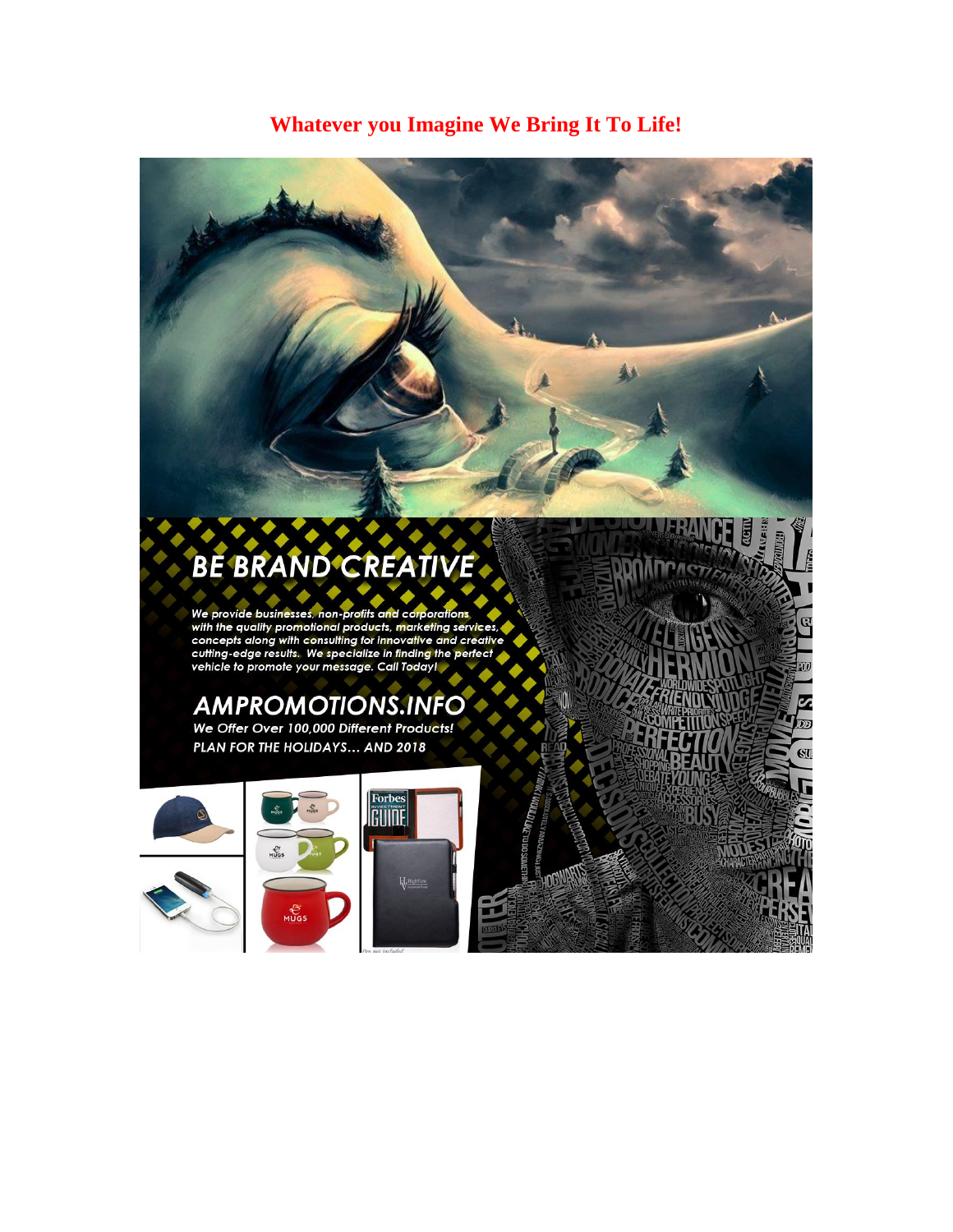**Whatever you Imagine We Bring It To Life!**

# BE BRAND CREATIVE

*We provide businesses, non-profits and corporations with the quality promotional products, marketing services, concepts along with consulting for innovative and creative cutting-edge results. We specialize in finding the perfect vehicle to promote your message. Call Today!*

## AMPROMOTIONS.INFO

*We Offer Over 100,000 Different Products!*

*PLAN FOR THE HOLIDAYS… AND 2018*